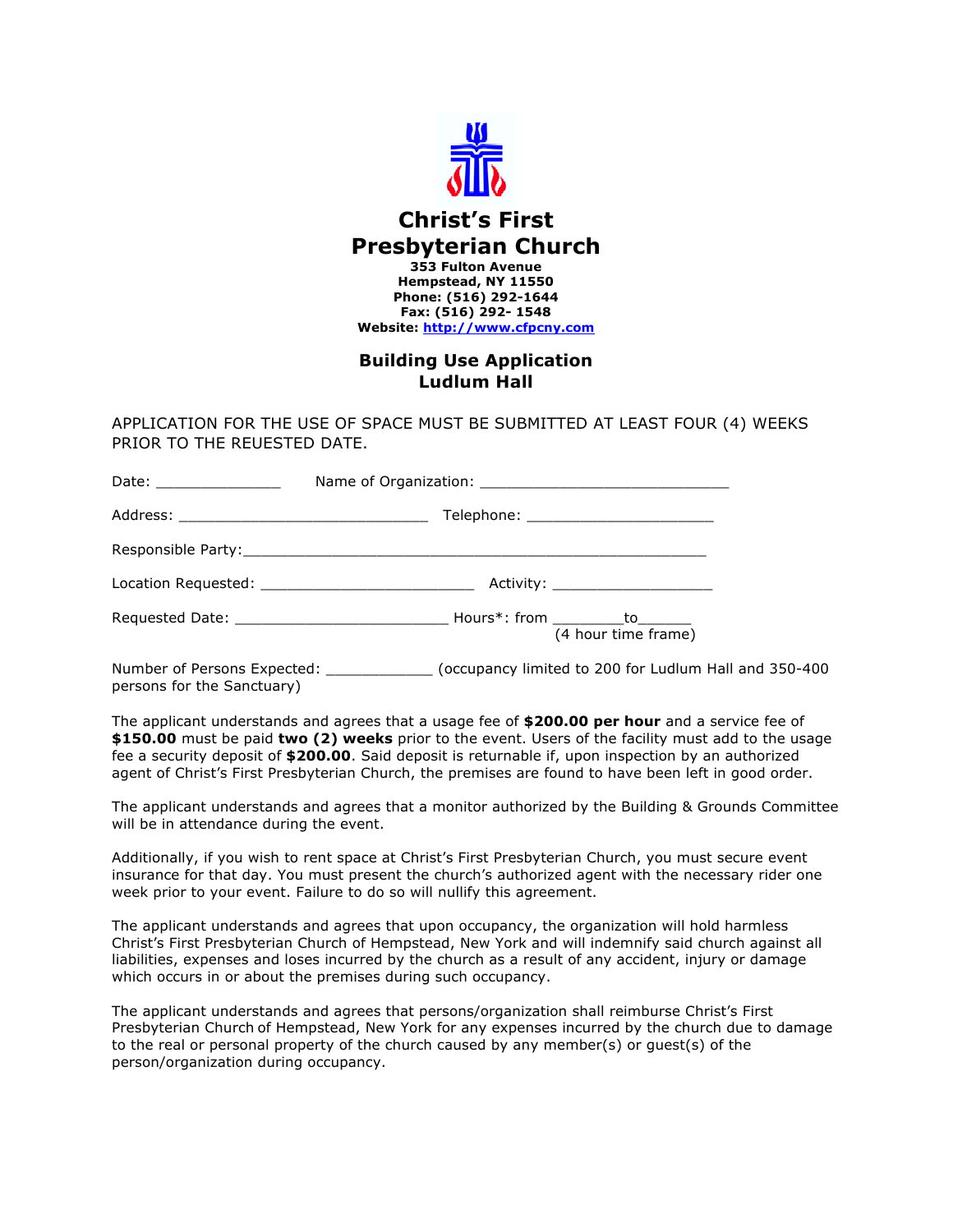# Christ's First Presbyterian Church

**353 Fulton Avenue**
**Hempstead, NY 11550**
**Phone: (516) 292-1644**
**Fax: (516) 292- 1548**
**Website: [http://www.cfpcny.com](http://www.cfpcny.com)**

## Building Use Application
## Ludlum Hall

APPLICATION FOR THE USE OF SPACE MUST BE SUBMITTED AT LEAST FOUR (4) WEEKS PRIOR TO THE REUESTED DATE.

Date: ______________ Name of Organization: ____________________________

Address: ____________________________ Telephone: _____________________

Responsible Party:___________________________________________________

Location Requested: ________________________ Activity: __________________

Requested Date: ________________________ Hours*: from ________to______ (4 hour time frame)

Number of Persons Expected: ____________ (occupancy limited to 200 for Ludlum Hall and 350-400 persons for the Sanctuary)

The applicant understands and agrees that a usage fee of **$200.00 per hour** and a service fee of **$150.00** must be paid **two (2) weeks** prior to the event. Users of the facility must add to the usage fee a security deposit of **$200.00**. Said deposit is returnable if, upon inspection by an authorized agent of Christ's First Presbyterian Church, the premises are found to have been left in good order.

The applicant understands and agrees that a monitor authorized by the Building & Grounds Committee will be in attendance during the event.

Additionally, if you wish to rent space at Christ's First Presbyterian Church, you must secure event insurance for that day. You must present the church's authorized agent with the necessary rider one week prior to your event. Failure to do so will nullify this agreement.

The applicant understands and agrees that upon occupancy, the organization will hold harmless Christ's First Presbyterian Church of Hempstead, New York and will indemnify said church against all liabilities, expenses and loses incurred by the church as a result of any accident, injury or damage which occurs in or about the premises during such occupancy.

The applicant understands and agrees that persons/organization shall reimburse Christ's First Presbyterian Church of Hempstead, New York for any expenses incurred by the church due to damage to the real or personal property of the church caused by any member(s) or guest(s) of the person/organization during occupancy.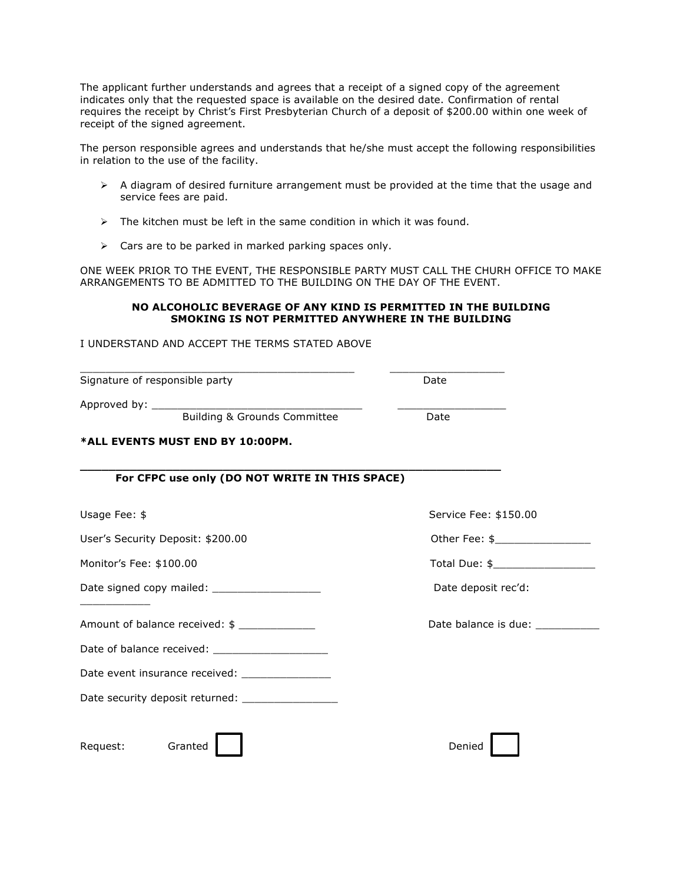The applicant further understands and agrees that a receipt of a signed copy of the agreement indicates only that the requested space is available on the desired date. Confirmation of rental requires the receipt by Christ's First Presbyterian Church of a deposit of $200.00 within one week of receipt of the signed agreement.

The person responsible agrees and understands that he/she must accept the following responsibilities in relation to the use of the facility.

- A diagram of desired furniture arrangement must be provided at the time that the usage and service fees are paid.
- The kitchen must be left in the same condition in which it was found.
- Cars are to be parked in marked parking spaces only.

ONE WEEK PRIOR TO THE EVENT, THE RESPONSIBLE PARTY MUST CALL THE CHURH OFFICE TO MAKE ARRANGEMENTS TO BE ADMITTED TO THE BUILDING ON THE DAY OF THE EVENT.

**NO ALCOHOLIC BEVERAGE OF ANY KIND IS PERMITTED IN THE BUILDING**
**SMOKING IS NOT PERMITTED ANYWHERE IN THE BUILDING**

I UNDERSTAND AND ACCEPT THE TERMS STATED ABOVE

___________________________________________ __________________
Signature of responsible party Date

Approved by: _________________________________ _________________
Building & Grounds Committee Date

***ALL EVENTS MUST END BY 10:00PM.**

**For CFPC use only (DO NOT WRITE IN THIS SPACE)**

Usage Fee: $

Service Fee: $150.00

User's Security Deposit: $200.00

Other Fee: $_______________

Monitor's Fee: $100.00

Total Due: $________________

Date signed copy mailed: _________________

Date deposit rec'd: ___________

Amount of balance received: $ ____________

Date balance is due: __________

Date of balance received: __________________

Date event insurance received: ______________

Date security deposit returned: _______________

Request: Granted ☐ Denied ☐